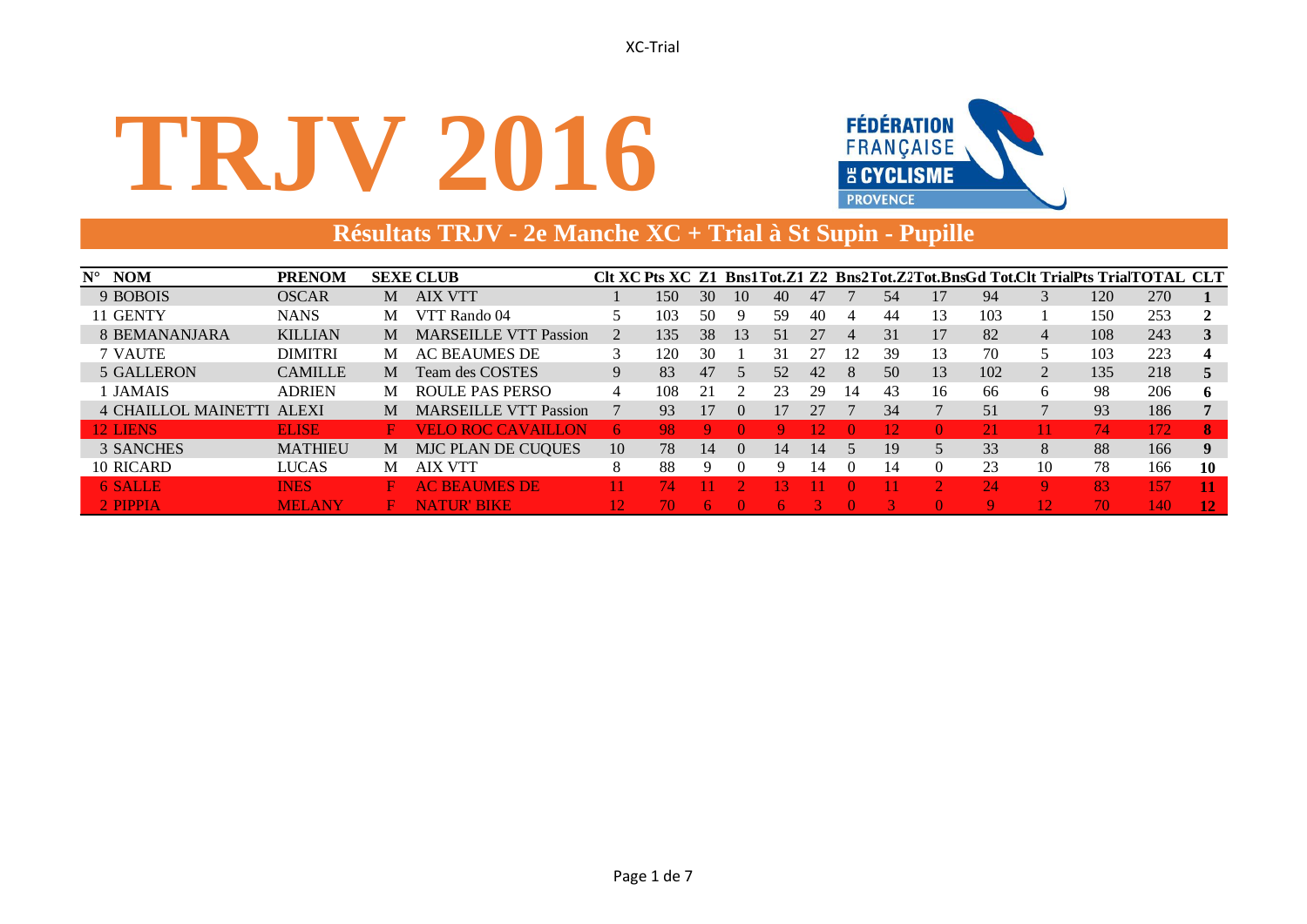# TRJV 2016

FÉDÉRATION FRANÇAISE DE CYCLISME PROVENCE

## Résultats TRJV - 2e Manche XC + Trial à St Supin - Pupille

| N° | NOM | PRENOM | SEXE | CLUB | Clt XC | Pts XC | Z1 | Bns1 | Tot.Z1 | Z2 | Bns2 | Tot.Z2 | Tot.Bns | Gd Tot. | Clt Trial | Pts Trial | TOTAL | CLT |
|---|---|---|---|---|---|---|---|---|---|---|---|---|---|---|---|---|---|---|
| 9 | BOBOIS | OSCAR | M | AIX VTT | 1 | 150 | 30 | 10 | 40 | 47 | 7 | 54 | 17 | 94 | 3 | 120 | 270 | **1** |
| 11 | GENTY | NANS | M | VTT Rando 04 | 5 | 103 | 50 | 9 | 59 | 40 | 4 | 44 | 13 | 103 | 1 | 150 | 253 | **2** |
| 8 | BEMANANJARA | KILLIAN | M | MARSEILLE VTT Passion | 2 | 135 | 38 | 13 | 51 | 27 | 4 | 31 | 17 | 82 | 4 | 108 | 243 | **3** |
| 7 | VAUTE | DIMITRI | M | AC BEAUMES DE | 3 | 120 | 30 | 1 | 31 | 27 | 12 | 39 | 13 | 70 | 5 | 103 | 223 | **4** |
| 5 | GALLERON | CAMILLE | M | Team des COSTES | 9 | 83 | 47 | 5 | 52 | 42 | 8 | 50 | 13 | 102 | 2 | 135 | 218 | **5** |
| 1 | JAMAIS | ADRIEN | M | ROULE PAS PERSO | 4 | 108 | 21 | 2 | 23 | 29 | 14 | 43 | 16 | 66 | 6 | 98 | 206 | **6** |
| 4 | CHAILLOL MAINETTI | ALEXI | M | MARSEILLE VTT Passion | 7 | 93 | 17 | 0 | 17 | 27 | 7 | 34 | 7 | 51 | 7 | 93 | 186 | **7** |
| 12 | LIENS | ELISE | F | VELO ROC CAVAILLON | 6 | 98 | 9 | 0 | 9 | 12 | 0 | 12 | 0 | 21 | 11 | 74 | 172 | **8** |
| 3 | SANCHES | MATHIEU | M | MJC PLAN DE CUQUES | 10 | 78 | 14 | 0 | 14 | 14 | 5 | 19 | 5 | 33 | 8 | 88 | 166 | **9** |
| 10 | RICARD | LUCAS | M | AIX VTT | 8 | 88 | 9 | 0 | 9 | 14 | 0 | 14 | 0 | 23 | 10 | 78 | 166 | **10** |
| 6 | SALLE | INES | F | AC BEAUMES DE | 11 | 74 | 11 | 2 | 13 | 11 | 0 | 11 | 2 | 24 | 9 | 83 | 157 | **11** |
| 2 | PIPPIA | MELANY | F | NATUR' BIKE | 12 | 70 | 6 | 0 | 6 | 3 | 0 | 3 | 0 | 9 | 12 | 70 | 140 | **12** |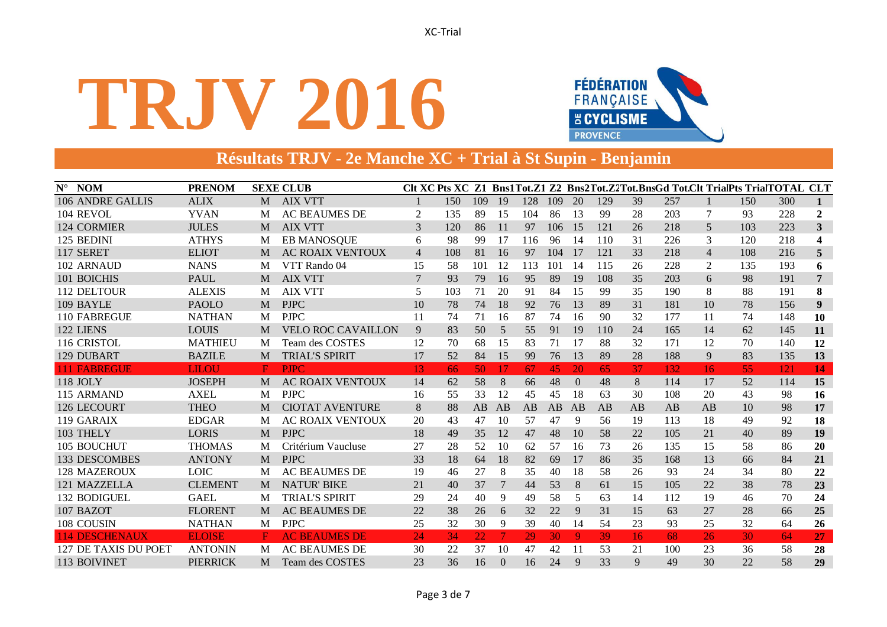# TRJV 2016

FÉDÉRATION FRANÇAISE DE CYCLISME PROVENCE

## Résultats TRJV - 2e Manche XC + Trial à St Supin - Benjamin

| N° | NOM | PRENOM | SEXE | CLUB | Clt XC | Pts XC | Z1 | Bns1 | Tot.Z1 | Z2 | Bns2 | Tot.Z2 | Tot.Bns | Gd Tot. | Clt Trial | Pts Trial | TOTAL | CLT |
|---|---|---|---|---|---|---|---|---|---|---|---|---|---|---|---|---|---|---|
| 106 | ANDRE GALLIS | ALIX | M | AIX VTT | 1 | 150 | 109 | 19 | 128 | 109 | 20 | 129 | 39 | 257 | 1 | 150 | 300 | **1** |
| 104 | REVOL | YVAN | M | AC BEAUMES DE | 2 | 135 | 89 | 15 | 104 | 86 | 13 | 99 | 28 | 203 | 7 | 93 | 228 | **2** |
| 124 | CORMIER | JULES | M | AIX VTT | 3 | 120 | 86 | 11 | 97 | 106 | 15 | 121 | 26 | 218 | 5 | 103 | 223 | **3** |
| 125 | BEDINI | ATHYS | M | EB MANOSQUE | 6 | 98 | 99 | 17 | 116 | 96 | 14 | 110 | 31 | 226 | 3 | 120 | 218 | **4** |
| 117 | SERET | ELIOT | M | AC ROAIX VENTOUX | 4 | 108 | 81 | 16 | 97 | 104 | 17 | 121 | 33 | 218 | 4 | 108 | 216 | **5** |
| 102 | ARNAUD | NANS | M | VTT Rando 04 | 15 | 58 | 101 | 12 | 113 | 101 | 14 | 115 | 26 | 228 | 2 | 135 | 193 | **6** |
| 101 | BOICHIS | PAUL | M | AIX VTT | 7 | 93 | 79 | 16 | 95 | 89 | 19 | 108 | 35 | 203 | 6 | 98 | 191 | **7** |
| 112 | DELTOUR | ALEXIS | M | AIX VTT | 5 | 103 | 71 | 20 | 91 | 84 | 15 | 99 | 35 | 190 | 8 | 88 | 191 | **8** |
| 109 | BAYLE | PAOLO | M | PJPC | 10 | 78 | 74 | 18 | 92 | 76 | 13 | 89 | 31 | 181 | 10 | 78 | 156 | **9** |
| 110 | FABREGUE | NATHAN | M | PJPC | 11 | 74 | 71 | 16 | 87 | 74 | 16 | 90 | 32 | 177 | 11 | 74 | 148 | **10** |
| 122 | LIENS | LOUIS | M | VELO ROC CAVAILLON | 9 | 83 | 50 | 5 | 55 | 91 | 19 | 110 | 24 | 165 | 14 | 62 | 145 | **11** |
| 116 | CRISTOL | MATHIEU | M | Team des COSTES | 12 | 70 | 68 | 15 | 83 | 71 | 17 | 88 | 32 | 171 | 12 | 70 | 140 | **12** |
| 129 | DUBART | BAZILE | M | TRIAL'S SPIRIT | 17 | 52 | 84 | 15 | 99 | 76 | 13 | 89 | 28 | 188 | 9 | 83 | 135 | **13** |
| 111 | FABREGUE | LILOU | F | PJPC | 13 | 66 | 50 | 17 | 67 | 45 | 20 | 65 | 37 | 132 | 16 | 55 | 121 | **14** |
| 118 | JOLY | JOSEPH | M | AC ROAIX VENTOUX | 14 | 62 | 58 | 8 | 66 | 48 | 0 | 48 | 8 | 114 | 17 | 52 | 114 | **15** |
| 115 | ARMAND | AXEL | M | PJPC | 16 | 55 | 33 | 12 | 45 | 45 | 18 | 63 | 30 | 108 | 20 | 43 | 98 | **16** |
| 126 | LECOURT | THEO | M | CIOTAT AVENTURE | 8 | 88 | AB | AB | AB | AB | AB | AB | AB | AB | AB | 10 | 98 | **17** |
| 119 | GARAIX | EDGAR | M | AC ROAIX VENTOUX | 20 | 43 | 47 | 10 | 57 | 47 | 9 | 56 | 19 | 113 | 18 | 49 | 92 | **18** |
| 103 | THELY | LORIS | M | PJPC | 18 | 49 | 35 | 12 | 47 | 48 | 10 | 58 | 22 | 105 | 21 | 40 | 89 | **19** |
| 105 | BOUCHUT | THOMAS | M | Critérium Vaucluse | 27 | 28 | 52 | 10 | 62 | 57 | 16 | 73 | 26 | 135 | 15 | 58 | 86 | **20** |
| 133 | DESCOMBES | ANTONY | M | PJPC | 33 | 18 | 64 | 18 | 82 | 69 | 17 | 86 | 35 | 168 | 13 | 66 | 84 | **21** |
| 128 | MAZEROUX | LOIC | M | AC BEAUMES DE | 19 | 46 | 27 | 8 | 35 | 40 | 18 | 58 | 26 | 93 | 24 | 34 | 80 | **22** |
| 121 | MAZZELLA | CLEMENT | M | NATUR' BIKE | 21 | 40 | 37 | 7 | 44 | 53 | 8 | 61 | 15 | 105 | 22 | 38 | 78 | **23** |
| 132 | BODIGUEL | GAEL | M | TRIAL'S SPIRIT | 29 | 24 | 40 | 9 | 49 | 58 | 5 | 63 | 14 | 112 | 19 | 46 | 70 | **24** |
| 107 | BAZOT | FLORENT | M | AC BEAUMES DE | 22 | 38 | 26 | 6 | 32 | 22 | 9 | 31 | 15 | 63 | 27 | 28 | 66 | **25** |
| 108 | COUSIN | NATHAN | M | PJPC | 25 | 32 | 30 | 9 | 39 | 40 | 14 | 54 | 23 | 93 | 25 | 32 | 64 | **26** |
| 114 | DESCHENAUX | ELOISE | F | AC BEAUMES DE | 24 | 34 | 22 | 7 | 29 | 30 | 9 | 39 | 16 | 68 | 26 | 30 | 64 | **27** |
| 127 | DE TAXIS DU POET | ANTONIN | M | AC BEAUMES DE | 30 | 22 | 37 | 10 | 47 | 42 | 11 | 53 | 21 | 100 | 23 | 36 | 58 | **28** |
| 113 | BOIVINET | PIERRICK | M | Team des COSTES | 23 | 36 | 16 | 0 | 16 | 24 | 9 | 33 | 9 | 49 | 30 | 22 | 58 | **29** |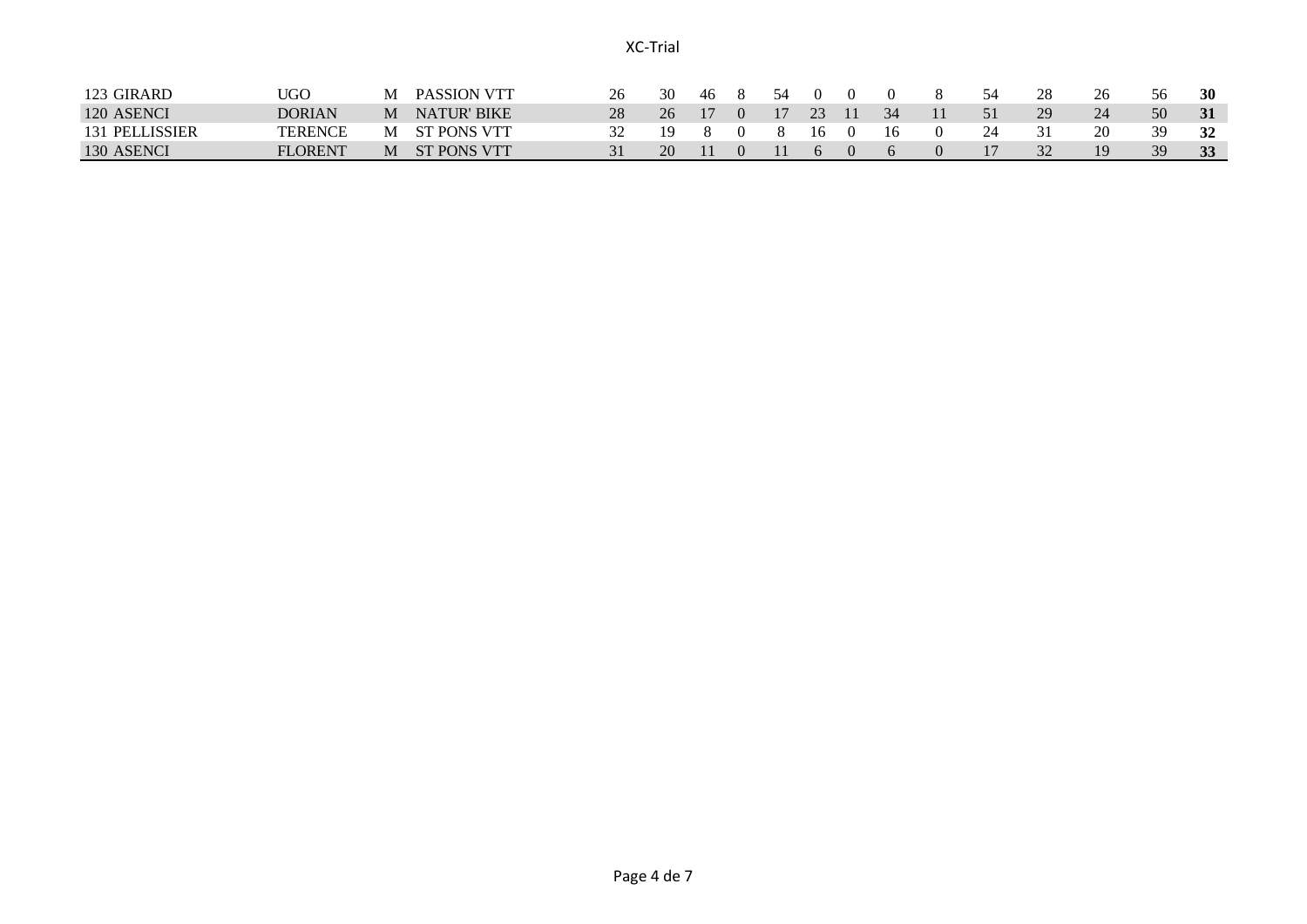| | | | | | | | | | | | | | | | | | | |
|---|---|---|---|---|---|---|---|---|---|---|---|---|---|---|---|---|---|---|
| 123 GIRARD | UGO | M | PASSION VTT | 26 | 30 | 46 | 8 | 54 | 0 | 0 | 0 | 8 | 54 | 28 | 26 | 56 | **30** |
| 120 ASENCI | DORIAN | M | NATUR' BIKE | 28 | 26 | 17 | 0 | 17 | 23 | 11 | 34 | 11 | 51 | 29 | 24 | 50 | **31** |
| 131 PELLISSIER | TERENCE | M | ST PONS VTT | 32 | 19 | 8 | 0 | 8 | 16 | 0 | 16 | 0 | 24 | 31 | 20 | 39 | **32** |
| 130 ASENCI | FLORENT | M | ST PONS VTT | 31 | 20 | 11 | 0 | 11 | 6 | 0 | 6 | 0 | 17 | 32 | 19 | 39 | **33** |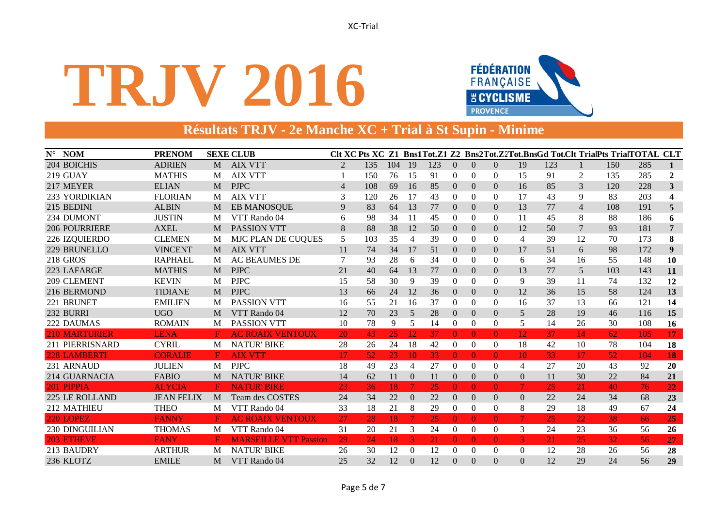# TRJV 2016

FÉDÉRATION FRANÇAISE DE CYCLISME PROVENCE

## Résultats TRJV - 2e Manche XC + Trial à St Supin - Minime

| N° | NOM | PRENOM | SEXE | CLUB | Clt XC | Pts XC | Z1 | Bns1 | Tot.Z1 | Z2 | Bns2 | Tot.Z2 | Tot.Bns | Gd Tot. | Clt Trial | Pts Trial | TOTAL | CLT |
|---|---|---|---|---|---|---|---|---|---|---|---|---|---|---|---|---|---|---|
| 204 | BOICHIS | ADRIEN | M | AIX VTT | 2 | 135 | 104 | 19 | 123 | 0 | 0 | 0 | 19 | 123 | 1 | 150 | 285 | 1 |
| 219 | GUAY | MATHIS | M | AIX VTT | 1 | 150 | 76 | 15 | 91 | 0 | 0 | 0 | 15 | 91 | 2 | 135 | 285 | 2 |
| 217 | MEYER | ELIAN | M | PJPC | 4 | 108 | 69 | 16 | 85 | 0 | 0 | 0 | 16 | 85 | 3 | 120 | 228 | 3 |
| 233 | YORDIKIAN | FLORIAN | M | AIX VTT | 3 | 120 | 26 | 17 | 43 | 0 | 0 | 0 | 17 | 43 | 9 | 83 | 203 | 4 |
| 215 | BEDINI | ALBIN | M | EB MANOSQUE | 9 | 83 | 64 | 13 | 77 | 0 | 0 | 0 | 13 | 77 | 4 | 108 | 191 | 5 |
| 234 | DUMONT | JUSTIN | M | VTT Rando 04 | 6 | 98 | 34 | 11 | 45 | 0 | 0 | 0 | 11 | 45 | 8 | 88 | 186 | 6 |
| 206 | POURRIERE | AXEL | M | PASSION VTT | 8 | 88 | 38 | 12 | 50 | 0 | 0 | 0 | 12 | 50 | 7 | 93 | 181 | 7 |
| 226 | IZQUIERDO | CLEMEN | M | MJC PLAN DE CUQUES | 5 | 103 | 35 | 4 | 39 | 0 | 0 | 0 | 4 | 39 | 12 | 70 | 173 | 8 |
| 229 | BRUNELLO | VINCENT | M | AIX VTT | 11 | 74 | 34 | 17 | 51 | 0 | 0 | 0 | 17 | 51 | 6 | 98 | 172 | 9 |
| 218 | GROS | RAPHAEL | M | AC BEAUMES DE | 7 | 93 | 28 | 6 | 34 | 0 | 0 | 0 | 6 | 34 | 16 | 55 | 148 | 10 |
| 223 | LAFARGE | MATHIS | M | PJPC | 21 | 40 | 64 | 13 | 77 | 0 | 0 | 0 | 13 | 77 | 5 | 103 | 143 | 11 |
| 209 | CLEMENT | KEVIN | M | PJPC | 15 | 58 | 30 | 9 | 39 | 0 | 0 | 0 | 9 | 39 | 11 | 74 | 132 | 12 |
| 216 | BERMOND | TIDIANE | M | PJPC | 13 | 66 | 24 | 12 | 36 | 0 | 0 | 0 | 12 | 36 | 15 | 58 | 124 | 13 |
| 221 | BRUNET | EMILIEN | M | PASSION VTT | 16 | 55 | 21 | 16 | 37 | 0 | 0 | 0 | 16 | 37 | 13 | 66 | 121 | 14 |
| 232 | BURRI | UGO | M | VTT Rando 04 | 12 | 70 | 23 | 5 | 28 | 0 | 0 | 0 | 5 | 28 | 19 | 46 | 116 | 15 |
| 222 | DAUMAS | ROMAIN | M | PASSION VTT | 10 | 78 | 9 | 5 | 14 | 0 | 0 | 0 | 5 | 14 | 26 | 30 | 108 | 16 |
| 210 | MARTURIER | LENA | F | AC ROAIX VENTOUX | 20 | 43 | 25 | 12 | 37 | 0 | 0 | 0 | 12 | 37 | 14 | 62 | 105 | 17 |
| 211 | PIERRISNARD | CYRIL | M | NATUR' BIKE | 28 | 26 | 24 | 18 | 42 | 0 | 0 | 0 | 18 | 42 | 10 | 78 | 104 | 18 |
| 228 | LAMBERTI | CORALIE | F | AIX VTT | 17 | 52 | 23 | 10 | 33 | 0 | 0 | 0 | 10 | 33 | 17 | 52 | 104 | 18 |
| 231 | ARNAUD | JULIEN | M | PJPC | 18 | 49 | 23 | 4 | 27 | 0 | 0 | 0 | 4 | 27 | 20 | 43 | 92 | 20 |
| 214 | GUARNACIA | FABIO | M | NATUR' BIKE | 14 | 62 | 11 | 0 | 11 | 0 | 0 | 0 | 0 | 11 | 30 | 22 | 84 | 21 |
| 201 | PIPPIA | ALYCIA | F | NATUR' BIKE | 23 | 36 | 18 | 7 | 25 | 0 | 0 | 0 | 7 | 25 | 21 | 40 | 76 | 22 |
| 225 | LE ROLLAND | JEAN FELIX | M | Team des COSTES | 24 | 34 | 22 | 0 | 22 | 0 | 0 | 0 | 0 | 22 | 24 | 34 | 68 | 23 |
| 212 | MATHIEU | THEO | M | VTT Rando 04 | 33 | 18 | 21 | 8 | 29 | 0 | 0 | 0 | 8 | 29 | 18 | 49 | 67 | 24 |
| 220 | LOPEZ | FANNY | F | AC ROAIX VENTOUX | 27 | 28 | 18 | 7 | 25 | 0 | 0 | 0 | 7 | 25 | 22 | 38 | 66 | 25 |
| 230 | DINGUILIAN | THOMAS | M | VTT Rando 04 | 31 | 20 | 21 | 3 | 24 | 0 | 0 | 0 | 3 | 24 | 23 | 36 | 56 | 26 |
| 203 | ETHEVE | FANY | F | MARSEILLE VTT Passion | 29 | 24 | 18 | 3 | 21 | 0 | 0 | 0 | 3 | 21 | 25 | 32 | 56 | 27 |
| 213 | BAUDRY | ARTHUR | M | NATUR' BIKE | 26 | 30 | 12 | 0 | 12 | 0 | 0 | 0 | 0 | 12 | 28 | 26 | 56 | 28 |
| 236 | KLOTZ | EMILE | M | VTT Rando 04 | 25 | 32 | 12 | 0 | 12 | 0 | 0 | 0 | 0 | 12 | 29 | 24 | 56 | 29 |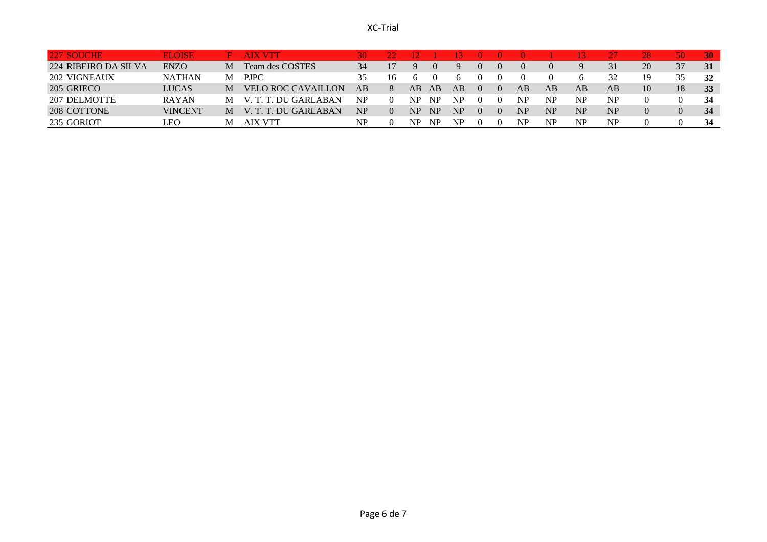| | | | | | | | | | | | | | | | | | | |
|---|---|---|---|---|---|---|---|---|---|---|---|---|---|---|---|---|---|---|
| 227 | SOUCHE | ELOISE | F | AIX VTT | 30 | 22 | 12 | 1 | 13 | 0 | 0 | 0 | 1 | 13 | 27 | 28 | 50 | **30** |
| 224 | RIBEIRO DA SILVA | ENZO | M | Team des COSTES | 34 | 17 | 9 | 0 | 9 | 0 | 0 | 0 | 0 | 9 | 31 | 20 | 37 | **31** |
| 202 | VIGNEAUX | NATHAN | M | PJPC | 35 | 16 | 6 | 0 | 6 | 0 | 0 | 0 | 0 | 6 | 32 | 19 | 35 | **32** |
| 205 | GRIECO | LUCAS | M | VELO ROC CAVAILLON | AB | 8 | AB | AB | AB | 0 | 0 | AB | AB | AB | AB | 10 | 18 | **33** |
| 207 | DELMOTTE | RAYAN | M | V. T. T. DU GARLABAN | NP | 0 | NP | NP | NP | 0 | 0 | NP | NP | NP | NP | 0 | 0 | **34** |
| 208 | COTTONE | VINCENT | M | V. T. T. DU GARLABAN | NP | 0 | NP | NP | NP | 0 | 0 | NP | NP | NP | NP | 0 | 0 | **34** |
| 235 | GORIOT | LEO | M | AIX VTT | NP | 0 | NP | NP | NP | 0 | 0 | NP | NP | NP | NP | 0 | 0 | **34** |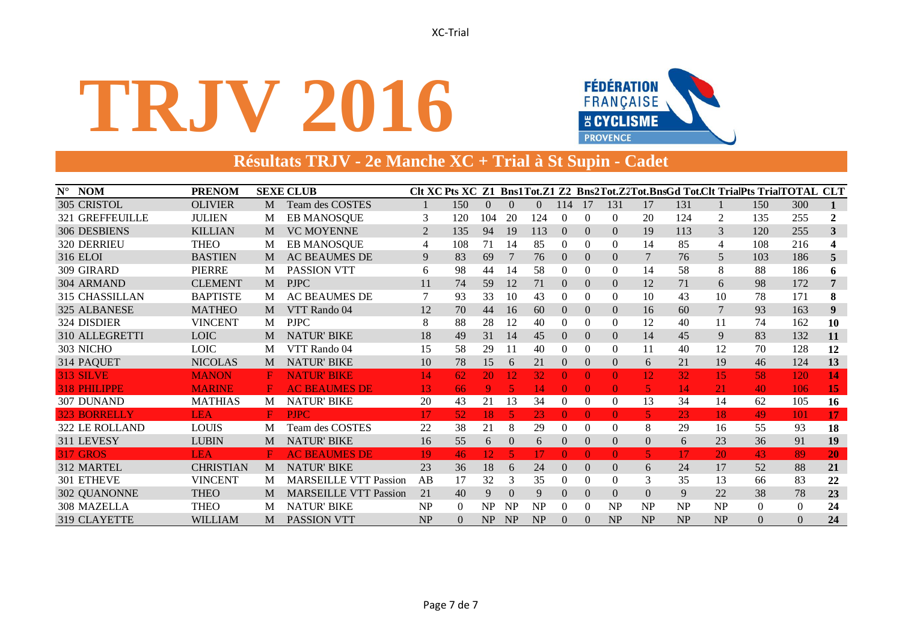# TRJV 2016

FÉDÉRATION FRANÇAISE DE CYCLISME PROVENCE

## Résultats TRJV - 2e Manche XC + Trial à St Supin - Cadet

| N° | NOM | PRENOM | SEXE | CLUB | Clt XC | Pts XC | Z1 | Bns1 | Tot.Z1 | Z2 | Bns2 | Tot.Z2 | Tot.Bns | Gd Tot. | Clt Trial | Pts Trial | TOTAL | CLT |
|---|---|---|---|---|---|---|---|---|---|---|---|---|---|---|---|---|---|---|
| 305 | CRISTOL | OLIVIER | M | Team des COSTES | 1 | 150 | 0 | 0 | 0 | 114 | 17 | 131 | 17 | 131 | 1 | 150 | 300 | **1** |
| 321 | GREFFEUILLE | JULIEN | M | EB MANOSQUE | 3 | 120 | 104 | 20 | 124 | 0 | 0 | 0 | 20 | 124 | 2 | 135 | 255 | **2** |
| 306 | DESBIENS | KILLIAN | M | VC MOYENNE | 2 | 135 | 94 | 19 | 113 | 0 | 0 | 0 | 19 | 113 | 3 | 120 | 255 | **3** |
| 320 | DERRIEU | THEO | M | EB MANOSQUE | 4 | 108 | 71 | 14 | 85 | 0 | 0 | 0 | 14 | 85 | 4 | 108 | 216 | **4** |
| 316 | ELOI | BASTIEN | M | AC BEAUMES DE | 9 | 83 | 69 | 7 | 76 | 0 | 0 | 0 | 7 | 76 | 5 | 103 | 186 | **5** |
| 309 | GIRARD | PIERRE | M | PASSION VTT | 6 | 98 | 44 | 14 | 58 | 0 | 0 | 0 | 14 | 58 | 8 | 88 | 186 | **6** |
| 304 | ARMAND | CLEMENT | M | PJPC | 11 | 74 | 59 | 12 | 71 | 0 | 0 | 0 | 12 | 71 | 6 | 98 | 172 | **7** |
| 315 | CHASSILLAN | BAPTISTE | M | AC BEAUMES DE | 7 | 93 | 33 | 10 | 43 | 0 | 0 | 0 | 10 | 43 | 10 | 78 | 171 | **8** |
| 325 | ALBANESE | MATHEO | M | VTT Rando 04 | 12 | 70 | 44 | 16 | 60 | 0 | 0 | 0 | 16 | 60 | 7 | 93 | 163 | **9** |
| 324 | DISDIER | VINCENT | M | PJPC | 8 | 88 | 28 | 12 | 40 | 0 | 0 | 0 | 12 | 40 | 11 | 74 | 162 | **10** |
| 310 | ALLEGRETTI | LOIC | M | NATUR' BIKE | 18 | 49 | 31 | 14 | 45 | 0 | 0 | 0 | 14 | 45 | 9 | 83 | 132 | **11** |
| 303 | NICHO | LOIC | M | VTT Rando 04 | 15 | 58 | 29 | 11 | 40 | 0 | 0 | 0 | 11 | 40 | 12 | 70 | 128 | **12** |
| 314 | PAQUET | NICOLAS | M | NATUR' BIKE | 10 | 78 | 15 | 6 | 21 | 0 | 0 | 0 | 6 | 21 | 19 | 46 | 124 | **13** |
| 313 | SILVE | MANON | F | NATUR' BIKE | 14 | 62 | 20 | 12 | 32 | 0 | 0 | 0 | 12 | 32 | 15 | 58 | 120 | **14** |
| 318 | PHILIPPE | MARINE | F | AC BEAUMES DE | 13 | 66 | 9 | 5 | 14 | 0 | 0 | 0 | 5 | 14 | 21 | 40 | 106 | **15** |
| 307 | DUNAND | MATHIAS | M | NATUR' BIKE | 20 | 43 | 21 | 13 | 34 | 0 | 0 | 0 | 13 | 34 | 14 | 62 | 105 | **16** |
| 323 | BORRELLY | LEA | F | PJPC | 17 | 52 | 18 | 5 | 23 | 0 | 0 | 0 | 5 | 23 | 18 | 49 | 101 | **17** |
| 322 | LE ROLLAND | LOUIS | M | Team des COSTES | 22 | 38 | 21 | 8 | 29 | 0 | 0 | 0 | 8 | 29 | 16 | 55 | 93 | **18** |
| 311 | LEVESY | LUBIN | M | NATUR' BIKE | 16 | 55 | 6 | 0 | 6 | 0 | 0 | 0 | 0 | 6 | 23 | 36 | 91 | **19** |
| 317 | GROS | LEA | F | AC BEAUMES DE | 19 | 46 | 12 | 5 | 17 | 0 | 0 | 0 | 5 | 17 | 20 | 43 | 89 | **20** |
| 312 | MARTEL | CHRISTIAN | M | NATUR' BIKE | 23 | 36 | 18 | 6 | 24 | 0 | 0 | 0 | 6 | 24 | 17 | 52 | 88 | **21** |
| 301 | ETHEVE | VINCENT | M | MARSEILLE VTT Passion | AB | 17 | 32 | 3 | 35 | 0 | 0 | 0 | 3 | 35 | 13 | 66 | 83 | **22** |
| 302 | QUANONNE | THEO | M | MARSEILLE VTT Passion | 21 | 40 | 9 | 0 | 9 | 0 | 0 | 0 | 0 | 9 | 22 | 38 | 78 | **23** |
| 308 | MAZELLA | THEO | M | NATUR' BIKE | NP | 0 | NP | NP | NP | 0 | 0 | NP | NP | NP | NP | 0 | 0 | **24** |
| 319 | CLAYETTE | WILLIAM | M | PASSION VTT | NP | 0 | NP | NP | NP | 0 | 0 | NP | NP | NP | NP | 0 | 0 | **24** |